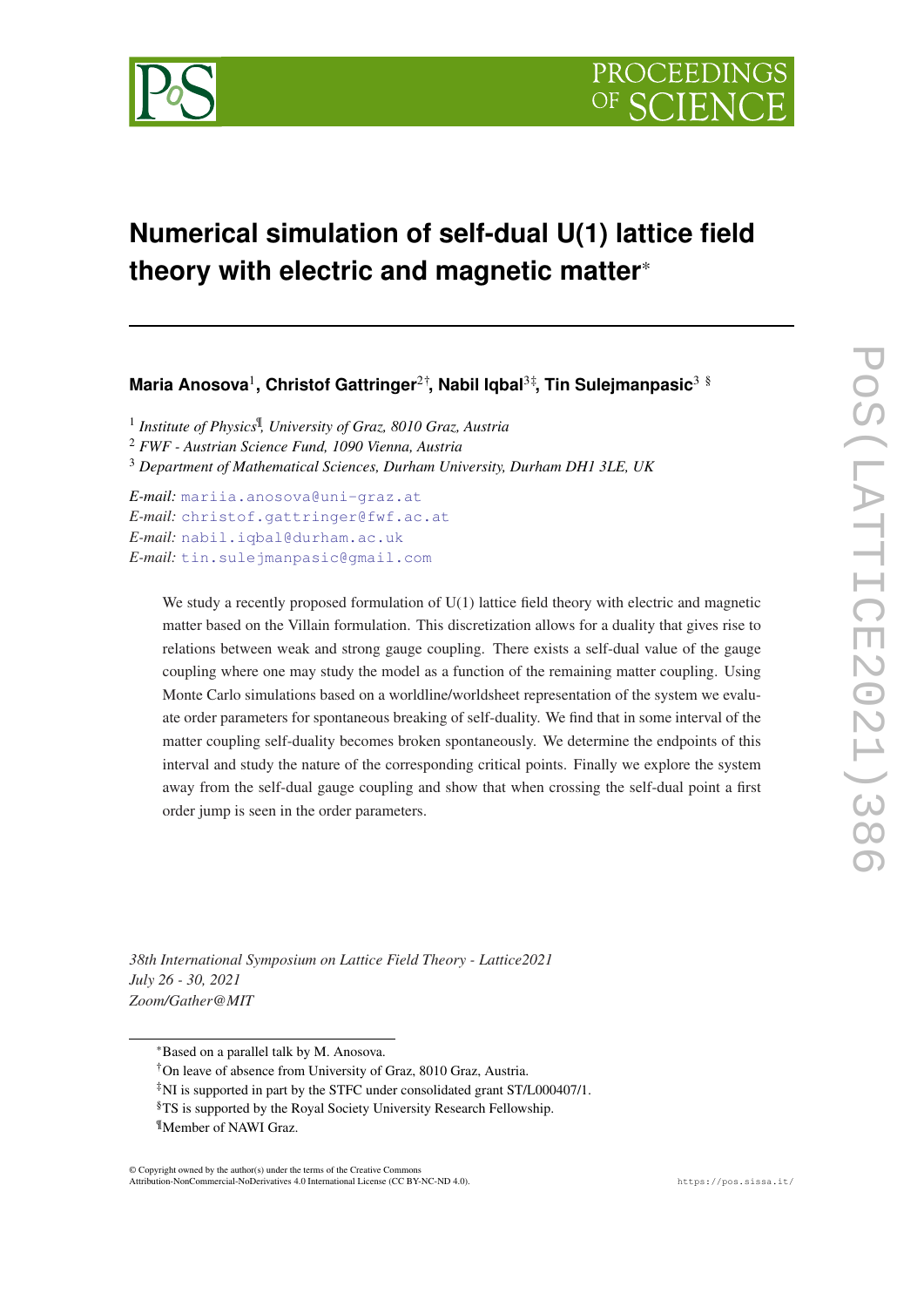# Numerical simulation of self-dual U(1) lattice field theory with electric and magnetic matter*

**Maria Anosova**[1], **Christof Gattringer**[2†], **Nabil Iqbal**[3‡], **Tin Sulejmanpasic**[3 §]

[1] *Institute of Physics*[¶]*, University of Graz, 8010 Graz, Austria*

[2] *FWF - Austrian Science Fund, 1090 Vienna, Austria*

[3] *Department of Mathematical Sciences, Durham University, Durham DH1 3LE, UK*

*E-mail:* mariia.anosova@uni-graz.at

*E-mail:* christof.gattringer@fwf.ac.at

*E-mail:* nabil.iqbal@durham.ac.uk

*E-mail:* tin.sulejmanpasic@gmail.com

We study a recently proposed formulation of U(1) lattice field theory with electric and magnetic matter based on the Villain formulation. This discretization allows for a duality that gives rise to relations between weak and strong gauge coupling. There exists a self-dual value of the gauge coupling where one may study the model as a function of the remaining matter coupling. Using Monte Carlo simulations based on a worldline/worldsheet representation of the system we evaluate order parameters for spontaneous breaking of self-duality. We find that in some interval of the matter coupling self-duality becomes broken spontaneously. We determine the endpoints of this interval and study the nature of the corresponding critical points. Finally we explore the system away from the self-dual gauge coupling and show that when crossing the self-dual point a first order jump is seen in the order parameters.

*38th International Symposium on Lattice Field Theory - Lattice2021*
*July 26 - 30, 2021*
*Zoom/Gather@MIT*

---

*Based on a parallel talk by M. Anosova.

†On leave of absence from University of Graz, 8010 Graz, Austria.

‡NI is supported in part by the STFC under consolidated grant ST/L000407/1.

§TS is supported by the Royal Society University Research Fellowship.

¶Member of NAWI Graz.

© Copyright owned by the author(s) under the terms of the Creative Commons Attribution-NonCommercial-NoDerivatives 4.0 International License (CC BY-NC-ND 4.0).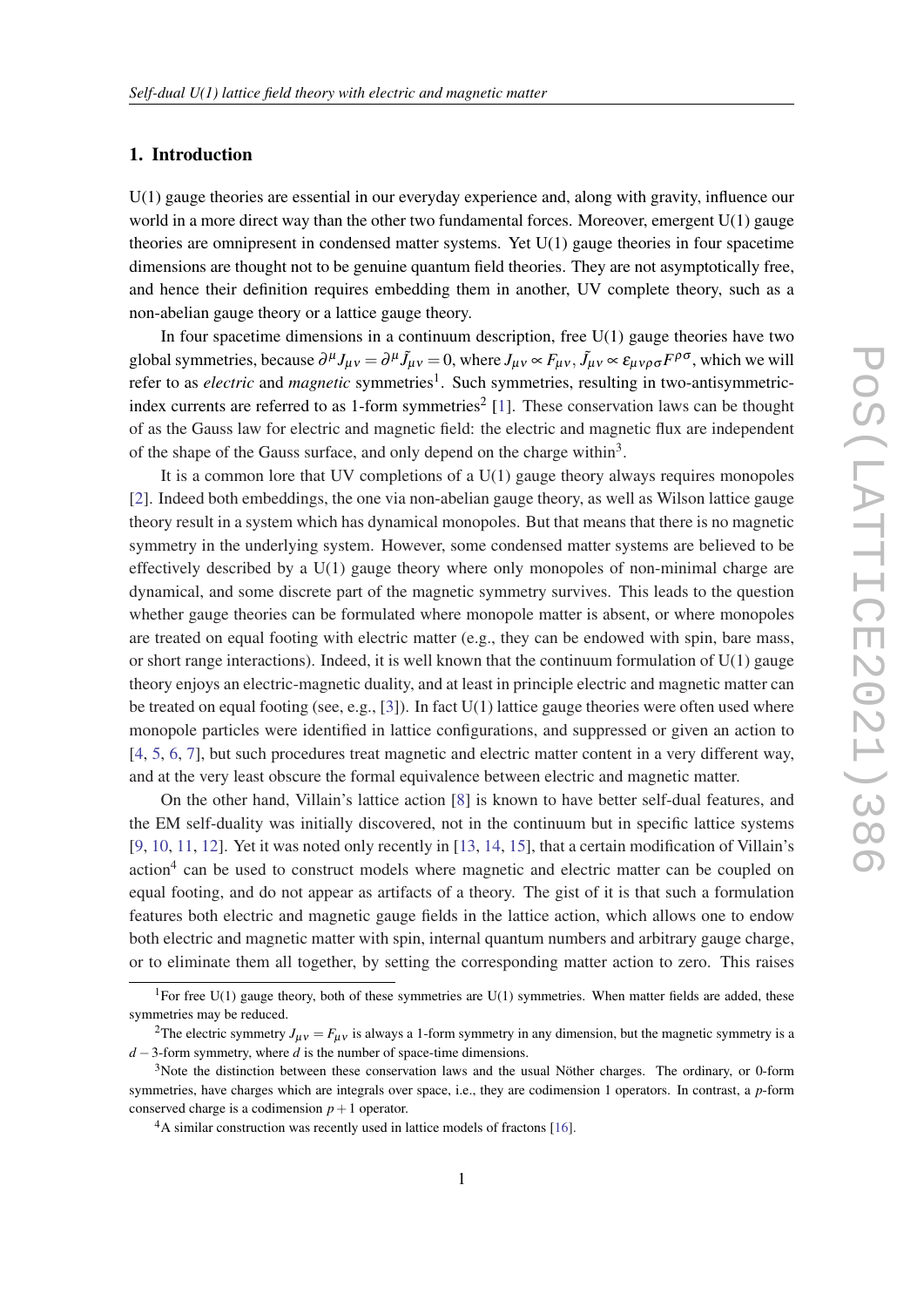## 1. Introduction

U(1) gauge theories are essential in our everyday experience and, along with gravity, influence our world in a more direct way than the other two fundamental forces. Moreover, emergent U(1) gauge theories are omnipresent in condensed matter systems. Yet U(1) gauge theories in four spacetime dimensions are thought not to be genuine quantum field theories. They are not asymptotically free, and hence their definition requires embedding them in another, UV complete theory, such as a non-abelian gauge theory or a lattice gauge theory.

In four spacetime dimensions in a continuum description, free U(1) gauge theories have two global symmetries, because $\partial^\mu J_{\mu\nu} = \partial^\mu \tilde{J}_{\mu\nu} = 0$, where $J_{\mu\nu} \propto F_{\mu\nu}$, $\tilde{J}_{\mu\nu} \propto \varepsilon_{\mu\nu\rho\sigma} F^{\rho\sigma}$, which we will refer to as *electric* and *magnetic* symmetries[1]. Such symmetries, resulting in two-antisymmetric-index currents are referred to as 1-form symmetries[2] [1]. These conservation laws can be thought of as the Gauss law for electric and magnetic field: the electric and magnetic flux are independent of the shape of the Gauss surface, and only depend on the charge within[3].

It is a common lore that UV completions of a U(1) gauge theory always requires monopoles [2]. Indeed both embeddings, the one via non-abelian gauge theory, as well as Wilson lattice gauge theory result in a system which has dynamical monopoles. But that means that there is no magnetic symmetry in the underlying system. However, some condensed matter systems are believed to be effectively described by a U(1) gauge theory where only monopoles of non-minimal charge are dynamical, and some discrete part of the magnetic symmetry survives. This leads to the question whether gauge theories can be formulated where monopole matter is absent, or where monopoles are treated on equal footing with electric matter (e.g., they can be endowed with spin, bare mass, or short range interactions). Indeed, it is well known that the continuum formulation of U(1) gauge theory enjoys an electric-magnetic duality, and at least in principle electric and magnetic matter can be treated on equal footing (see, e.g., [3]). In fact U(1) lattice gauge theories were often used where monopole particles were identified in lattice configurations, and suppressed or given an action to [4, 5, 6, 7], but such procedures treat magnetic and electric matter content in a very different way, and at the very least obscure the formal equivalence between electric and magnetic matter.

On the other hand, Villain's lattice action [8] is known to have better self-dual features, and the EM self-duality was initially discovered, not in the continuum but in specific lattice systems [9, 10, 11, 12]. Yet it was noted only recently in [13, 14, 15], that a certain modification of Villain's action[4] can be used to construct models where magnetic and electric matter can be coupled on equal footing, and do not appear as artifacts of a theory. The gist of it is that such a formulation features both electric and magnetic gauge fields in the lattice action, which allows one to endow both electric and magnetic matter with spin, internal quantum numbers and arbitrary gauge charge, or to eliminate them all together, by setting the corresponding matter action to zero. This raises

---

[1] For free U(1) gauge theory, both of these symmetries are U(1) symmetries. When matter fields are added, these symmetries may be reduced.

[2] The electric symmetry $J_{\mu\nu} = F_{\mu\nu}$ is always a 1-form symmetry in any dimension, but the magnetic symmetry is a $d-3$-form symmetry, where $d$ is the number of space-time dimensions.

[3] Note the distinction between these conservation laws and the usual Nöther charges. The ordinary, or 0-form symmetries, have charges which are integrals over space, i.e., they are codimension 1 operators. In contrast, a $p$-form conserved charge is a codimension $p+1$ operator.

[4] A similar construction was recently used in lattice models of fractons [16].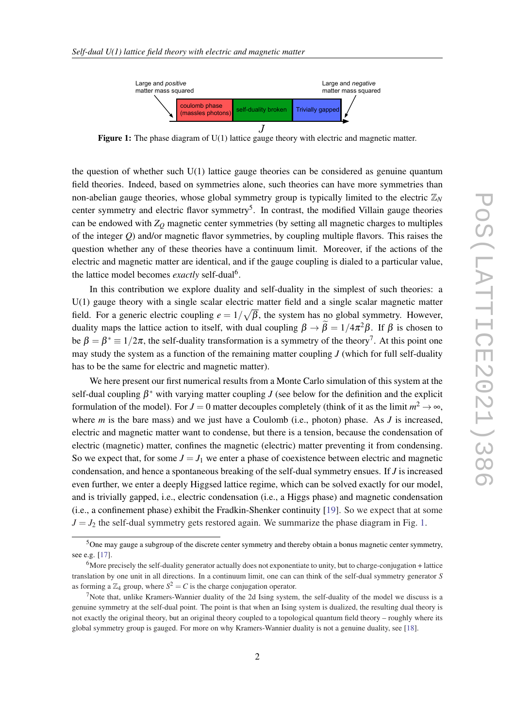Large and *positive* matter mass squared | coulomb phase (massles photons) | self-duality broken | Trivially gapped | Large and *negative* matter mass squared

$J$

**Figure 1:** The phase diagram of U(1) lattice gauge theory with electric and magnetic matter.

the question of whether such U(1) lattice gauge theories can be considered as genuine quantum field theories. Indeed, based on symmetries alone, such theories can have more symmetries than non-abelian gauge theories, whose global symmetry group is typically limited to the electric $\mathbb{Z}_N$ center symmetry and electric flavor symmetry[5]. In contrast, the modified Villain gauge theories can be endowed with $Z_Q$ magnetic center symmetries (by setting all magnetic charges to multiples of the integer $Q$) and/or magnetic flavor symmetries, by coupling multiple flavors. This raises the question whether any of these theories have a continuum limit. Moreover, if the actions of the electric and magnetic matter are identical, and if the gauge coupling is dialed to a particular value, the lattice model becomes *exactly* self-dual[6].

In this contribution we explore duality and self-duality in the simplest of such theories: a U(1) gauge theory with a single scalar electric matter field and a single scalar magnetic matter field. For a generic electric coupling $e = 1/\sqrt{\beta}$, the system has no global symmetry. However, duality maps the lattice action to itself, with dual coupling $\beta \to \widetilde{\beta} = 1/4\pi^2\beta$. If $\beta$ is chosen to be $\beta = \beta^* \equiv 1/2\pi$, the self-duality transformation is a symmetry of the theory[7]. At this point one may study the system as a function of the remaining matter coupling $J$ (which for full self-duality has to be the same for electric and magnetic matter).

We here present our first numerical results from a Monte Carlo simulation of this system at the self-dual coupling $\beta^*$ with varying matter coupling $J$ (see below for the definition and the explicit formulation of the model). For $J = 0$ matter decouples completely (think of it as the limit $m^2 \to \infty$, where $m$ is the bare mass) and we just have a Coulomb (i.e., photon) phase. As $J$ is increased, electric and magnetic matter want to condense, but there is a tension, because the condensation of electric (magnetic) matter, confines the magnetic (electric) matter preventing it from condensing. So we expect that, for some $J = J_1$ we enter a phase of coexistence between electric and magnetic condensation, and hence a spontaneous breaking of the self-dual symmetry ensues. If $J$ is increased even further, we enter a deeply Higgsed lattice regime, which can be solved exactly for our model, and is trivially gapped, i.e., electric condensation (i.e., a Higgs phase) and magnetic condensation (i.e., a confinement phase) exhibit the Fradkin-Shenker continuity [19]. So we expect that at some $J = J_2$ the self-dual symmetry gets restored again. We summarize the phase diagram in Fig. 1.

---

[5] One may gauge a subgroup of the discrete center symmetry and thereby obtain a bonus magnetic center symmetry, see e.g. [17].

[6] More precisely the self-duality generator actually does not exponentiate to unity, but to charge-conjugation + lattice translation by one unit in all directions. In a continuum limit, one can can think of the self-dual symmetry generator $S$ as forming a $\mathbb{Z}_4$ group, where $S^2 = C$ is the charge conjugation operator.

[7] Note that, unlike Kramers-Wannier duality of the 2d Ising system, the self-duality of the model we discuss is a genuine symmetry at the self-dual point. The point is that when an Ising system is dualized, the resulting dual theory is not exactly the original theory, but an original theory coupled to a topological quantum field theory – roughly where its global symmetry group is gauged. For more on why Kramers-Wannier duality is not a genuine duality, see [18].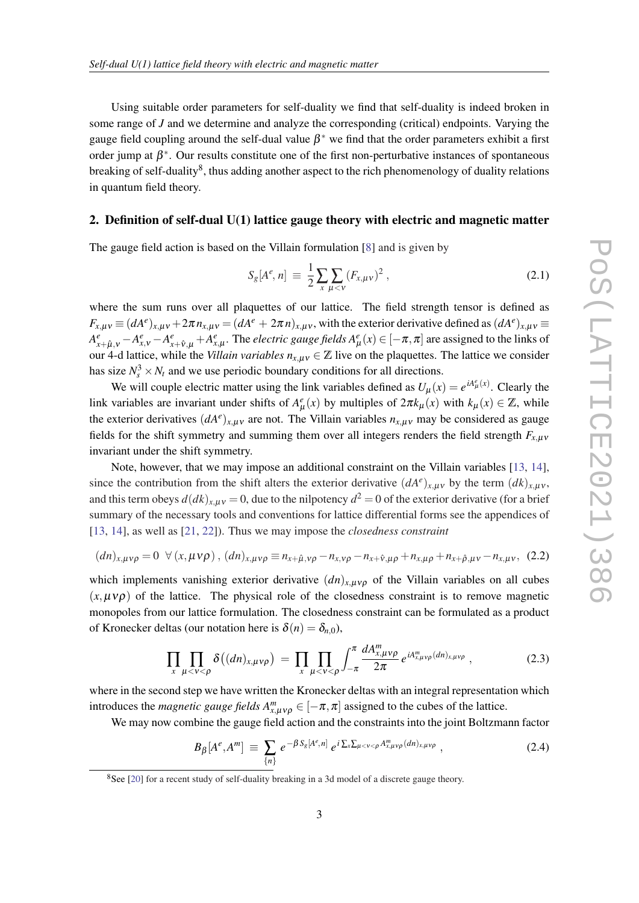Using suitable order parameters for self-duality we find that self-duality is indeed broken in some range of $J$ and we determine and analyze the corresponding (critical) endpoints. Varying the gauge field coupling around the self-dual value $\beta^*$ we find that the order parameters exhibit a first order jump at $\beta^*$. Our results constitute one of the first non-perturbative instances of spontaneous breaking of self-duality[8], thus adding another aspect to the rich phenomenology of duality relations in quantum field theory.

## 2. Definition of self-dual U(1) lattice gauge theory with electric and magnetic matter

The gauge field action is based on the Villain formulation [8] and is given by

$$S_g[A^e, n] \;\equiv\; \frac{1}{2}\sum_x \sum_{\mu<\nu} (F_{x,\mu\nu})^2 \,, \tag{2.1}$$

where the sum runs over all plaquettes of our lattice. The field strength tensor is defined as $F_{x,\mu\nu} \equiv (dA^e)_{x,\mu\nu} + 2\pi n_{x,\mu\nu} = (dA^e + 2\pi n)_{x,\mu\nu}$, with the exterior derivative defined as $(dA^e)_{x,\mu\nu} \equiv A^e_{x+\hat{\mu},\nu} - A^e_{x,\nu} - A^e_{x+\hat{\nu},\mu} + A^e_{x,\mu}$. The *electric gauge fields* $A^e_\mu(x) \in [-\pi,\pi]$ are assigned to the links of our 4-d lattice, while the *Villain variables* $n_{x,\mu\nu} \in \mathbb{Z}$ live on the plaquettes. The lattice we consider has size $N_s^3 \times N_t$ and we use periodic boundary conditions for all directions.

We will couple electric matter using the link variables defined as $U_\mu(x) = e^{iA^e_\mu(x)}$. Clearly the link variables are invariant under shifts of $A^e_\mu(x)$ by multiples of $2\pi k_\mu(x)$ with $k_\mu(x) \in \mathbb{Z}$, while the exterior derivatives $(dA^e)_{x,\mu\nu}$ are not. The Villain variables $n_{x,\mu\nu}$ may be considered as gauge fields for the shift symmetry and summing them over all integers renders the field strength $F_{x,\mu\nu}$ invariant under the shift symmetry.

Note, however, that we may impose an additional constraint on the Villain variables [13, 14], since the contribution from the shift alters the exterior derivative $(dA^e)_{x,\mu\nu}$ by the term $(dk)_{x,\mu\nu}$, and this term obeys $d(dk)_{x,\mu\nu} = 0$, due to the nilpotency $d^2 = 0$ of the exterior derivative (for a brief summary of the necessary tools and conventions for lattice differential forms see the appendices of [13, 14], as well as [21, 22]). Thus we may impose the *closedness constraint*

$$(dn)_{x,\mu\nu\rho} = 0 \;\; \forall\, (x,\mu\nu\rho)\,,\; (dn)_{x,\mu\nu\rho} \equiv n_{x+\hat{\mu},\nu\rho} - n_{x,\nu\rho} - n_{x+\hat{\nu},\mu\rho} + n_{x,\mu\rho} + n_{x+\hat{\rho},\mu\nu} - n_{x,\mu\nu}, \tag{2.2}$$

which implements vanishing exterior derivative $(dn)_{x,\mu\nu\rho}$ of the Villain variables on all cubes $(x,\mu\nu\rho)$ of the lattice. The physical role of the closedness constraint is to remove magnetic monopoles from our lattice formulation. The closedness constraint can be formulated as a product of Kronecker deltas (our notation here is $\delta(n) = \delta_{n,0}$),

$$\prod_x \prod_{\mu<\nu<\rho} \delta\big((dn)_{x,\mu\nu\rho}\big) \;=\; \prod_x \prod_{\mu<\nu<\rho} \int_{-\pi}^{\pi} \frac{dA^m_{x,\mu\nu\rho}}{2\pi}\, e^{iA^m_{x,\mu\nu\rho}(dn)_{x,\mu\nu\rho}} \,, \tag{2.3}$$

where in the second step we have written the Kronecker deltas with an integral representation which introduces the *magnetic gauge fields* $A^m_{x,\mu\nu\rho} \in [-\pi,\pi]$ assigned to the cubes of the lattice.

We may now combine the gauge field action and the constraints into the joint Boltzmann factor

$$B_\beta[A^e, A^m] \;\equiv\; \sum_{\{n\}} e^{-\beta S_g[A^e,n]}\, e^{i\sum_x \sum_{\mu<\nu<\rho} A^m_{x,\mu\nu\rho}(dn)_{x,\mu\nu\rho}} \,, \tag{2.4}$$

[8] See [20] for a recent study of self-duality breaking in a 3d model of a discrete gauge theory.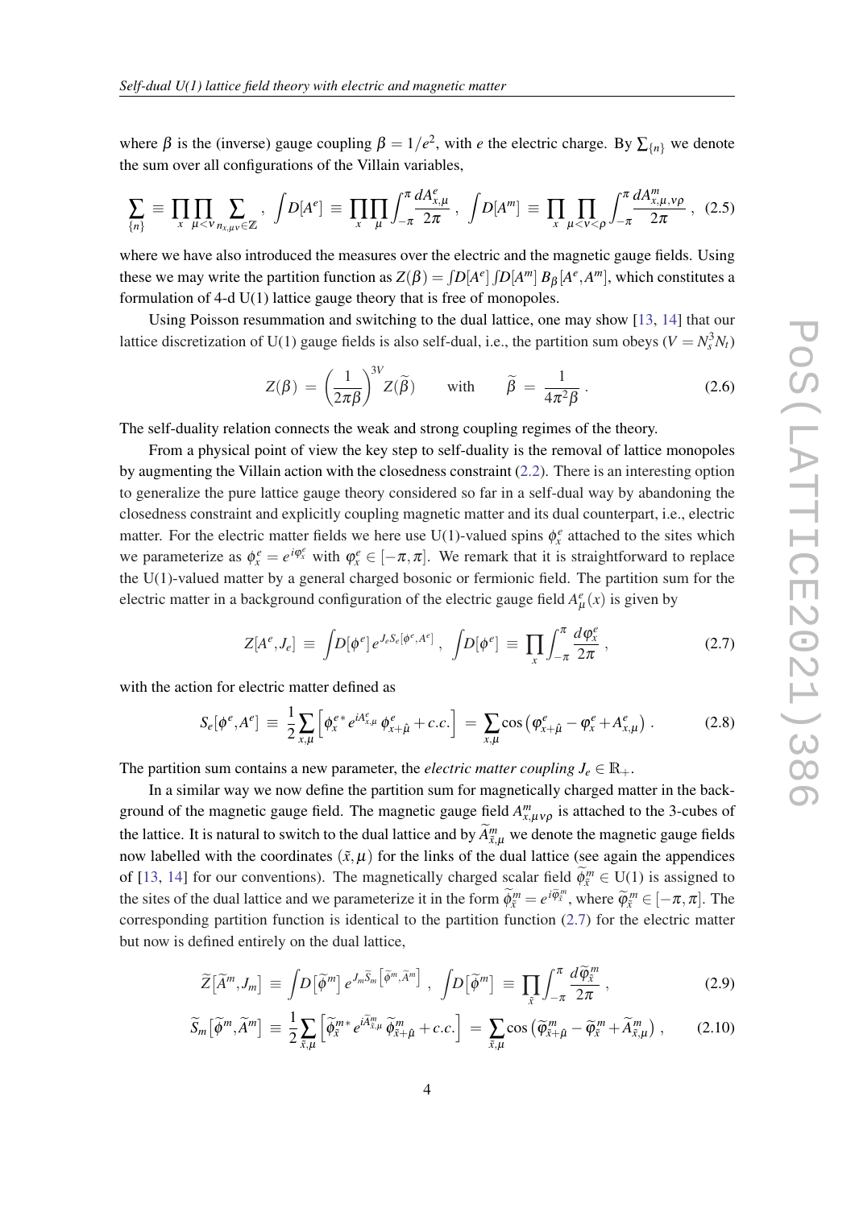where $\beta$ is the (inverse) gauge coupling $\beta = 1/e^2$, with $e$ the electric charge. By $\sum_{\{n\}}$ we denote the sum over all configurations of the Villain variables,

$$\sum_{\{n\}} \equiv \prod_x \prod_{\mu<\nu} \sum_{n_{x,\mu\nu} \in \mathbb{Z}} \, , \ \int D[A^e] \equiv \prod_x \prod_\mu \int_{-\pi}^{\pi} \frac{dA^e_{x,\mu}}{2\pi} \, , \ \int D[A^m] \equiv \prod_x \prod_{\mu<\nu<\rho} \int_{-\pi}^{\pi} \frac{dA^m_{x,\mu,\nu\rho}}{2\pi} \, , \quad (2.5)$$

where we have also introduced the measures over the electric and the magnetic gauge fields. Using these we may write the partition function as $Z(\beta) = \int D[A^e] \int D[A^m] \, B_\beta[A^e, A^m]$, which constitutes a formulation of 4-d U(1) lattice gauge theory that is free of monopoles.

Using Poisson resummation and switching to the dual lattice, one may show [13, 14] that our lattice discretization of U(1) gauge fields is also self-dual, i.e., the partition sum obeys ($V = N_s^3 N_t$)

$$Z(\beta) \, = \, \left( \frac{1}{2\pi\beta} \right)^{3V} Z(\widetilde{\beta}) \qquad \text{with} \qquad \widetilde{\beta} \, = \, \frac{1}{4\pi^2 \beta} \, . \quad (2.6)$$

The self-duality relation connects the weak and strong coupling regimes of the theory.

From a physical point of view the key step to self-duality is the removal of lattice monopoles by augmenting the Villain action with the closedness constraint (2.2). There is an interesting option to generalize the pure lattice gauge theory considered so far in a self-dual way by abandoning the closedness constraint and explicitly coupling magnetic matter and its dual counterpart, i.e., electric matter. For the electric matter fields we here use U(1)-valued spins $\phi^e_x$ attached to the sites which we parameterize as $\phi^e_x = e^{i\varphi^e_x}$ with $\varphi^e_x \in [-\pi, \pi]$. We remark that it is straightforward to replace the U(1)-valued matter by a general charged bosonic or fermionic field. The partition sum for the electric matter in a background configuration of the electric gauge field $A^e_\mu(x)$ is given by

$$Z[A^e, J_e] \, \equiv \, \int D[\phi^e] \, e^{J_e S_e[\phi^e, A^e]} \, , \ \int D[\phi^e] \, \equiv \, \prod_x \int_{-\pi}^{\pi} \frac{d\varphi^e_x}{2\pi} \, , \quad (2.7)$$

with the action for electric matter defined as

$$S_e[\phi^e, A^e] \, \equiv \, \frac{1}{2} \sum_{x,\mu} \left[ \phi^{e\,*}_x \, e^{iA^e_{x,\mu}} \, \phi^e_{x+\hat{\mu}} + c.c. \right] \, = \, \sum_{x,\mu} \cos\left( \varphi^e_{x+\hat{\mu}} - \varphi^e_x + A^e_{x,\mu} \right) . \quad (2.8)$$

The partition sum contains a new parameter, the *electric matter coupling* $J_e \in \mathbb{R}_+$.

In a similar way we now define the partition sum for magnetically charged matter in the background of the magnetic gauge field. The magnetic gauge field $A^m_{x,\mu\nu\rho}$ is attached to the 3-cubes of the lattice. It is natural to switch to the dual lattice and by $\widetilde{A}^m_{\tilde{x},\mu}$ we denote the magnetic gauge fields now labelled with the coordinates $(\tilde{x}, \mu)$ for the links of the dual lattice (see again the appendices of [13, 14] for our conventions). The magnetically charged scalar field $\widetilde{\phi}^m_{\tilde{x}} \in$ U(1) is assigned to the sites of the dual lattice and we parameterize it in the form $\widetilde{\phi}^m_{\tilde{x}} = e^{i\widetilde{\varphi}^m_{\tilde{x}}}$, where $\widetilde{\varphi}^m_{\tilde{x}} \in [-\pi, \pi]$. The corresponding partition function is identical to the partition function (2.7) for the electric matter but now is defined entirely on the dual lattice,

$$\widetilde{Z}\left[\widetilde{A}^m, J_m\right] \, \equiv \, \int D\left[\widetilde{\phi}^m\right] e^{J_m \widetilde{S}_m\left[\widetilde{\phi}^m, \widetilde{A}^m\right]} \, , \ \int D\left[\widetilde{\phi}^m\right] \, \equiv \, \prod_{\tilde{x}} \int_{-\pi}^{\pi} \frac{d\widetilde{\varphi}^m_{\tilde{x}}}{2\pi} \, , \quad (2.9)$$

$$\widetilde{S}_m\left[\widetilde{\phi}^m, \widetilde{A}^m\right] \, \equiv \, \frac{1}{2} \sum_{\tilde{x},\mu} \left[ \widetilde{\phi}^{m\,*}_{\tilde{x}} \, e^{i\widetilde{A}^m_{\tilde{x},\mu}} \, \widetilde{\phi}^m_{\tilde{x}+\hat{\mu}} + c.c. \right] \, = \, \sum_{\tilde{x},\mu} \cos\left( \widetilde{\varphi}^m_{\tilde{x}+\hat{\mu}} - \widetilde{\varphi}^m_{\tilde{x}} + \widetilde{A}^m_{\tilde{x},\mu} \right) , \quad (2.10)$$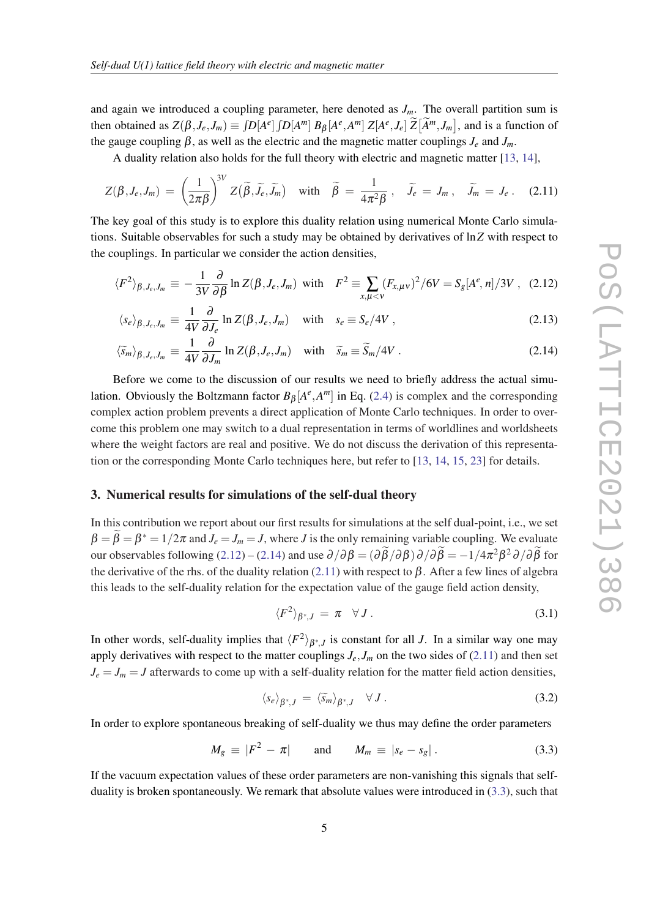and again we introduced a coupling parameter, here denoted as $J_m$. The overall partition sum is then obtained as $Z(\beta, J_e, J_m) \equiv \int D[A^e] \int D[A^m] \, B_\beta[A^e, A^m] \, Z[A^e, J_e] \, \widetilde{Z}\big[\widetilde{A}^m, J_m\big]$, and is a function of the gauge coupling $\beta$, as well as the electric and the magnetic matter couplings $J_e$ and $J_m$.

A duality relation also holds for the full theory with electric and magnetic matter [13, 14],

$$Z(\beta, J_e, J_m) \; = \; \left(\frac{1}{2\pi\beta}\right)^{3V} Z\big(\widetilde{\beta}, \widetilde{J}_e, \widetilde{J}_m\big) \quad \text{with} \quad \widetilde{\beta} \; = \; \frac{1}{4\pi^2 \beta} \, , \quad \widetilde{J}_e \; = \; J_m \, , \quad \widetilde{J}_m \; = \; J_e \, . \tag{2.11}$$

The key goal of this study is to explore this duality relation using numerical Monte Carlo simulations. Suitable observables for such a study may be obtained by derivatives of $\ln Z$ with respect to the couplings. In particular we consider the action densities,

$$\langle F^2 \rangle_{\beta, J_e, J_m} \; \equiv \; - \frac{1}{3V} \frac{\partial}{\partial \beta} \ln Z(\beta, J_e, J_m) \;\; \text{with} \;\; F^2 \equiv \sum_{x, \mu < \nu} (F_{x,\mu\nu})^2 / 6V = S_g[A^e, n]/3V \, , \tag{2.12}$$

$$\langle s_e \rangle_{\beta, J_e, J_m} \; \equiv \; \frac{1}{4V} \frac{\partial}{\partial J_e} \ln Z(\beta, J_e, J_m) \quad \text{with} \quad s_e \equiv S_e / 4V \, , \tag{2.13}$$

$$\langle \widetilde{s}_m \rangle_{\beta, J_e, J_m} \; \equiv \; \frac{1}{4V} \frac{\partial}{\partial J_m} \ln Z(\beta, J_e, J_m) \quad \text{with} \quad \widetilde{s}_m \equiv \widetilde{S}_m / 4V \, . \tag{2.14}$$

Before we come to the discussion of our results we need to briefly address the actual simulation. Obviously the Boltzmann factor $B_\beta[A^e, A^m]$ in Eq. (2.4) is complex and the corresponding complex action problem prevents a direct application of Monte Carlo techniques. In order to overcome this problem one may switch to a dual representation in terms of worldlines and worldsheets where the weight factors are real and positive. We do not discuss the derivation of this representation or the corresponding Monte Carlo techniques here, but refer to [13, 14, 15, 23] for details.

## 3. Numerical results for simulations of the self-dual theory

In this contribution we report about our first results for simulations at the self dual-point, i.e., we set $\beta = \widetilde{\beta} = \beta^* = 1/2\pi$ and $J_e = J_m = J$, where $J$ is the only remaining variable coupling. We evaluate our observables following (2.12) – (2.14) and use $\partial / \partial \beta = (\partial \widetilde{\beta} / \partial \beta) \, \partial / \partial \widetilde{\beta} = -1/4\pi^2 \beta^2 \, \partial / \partial \widetilde{\beta}$ for the derivative of the rhs. of the duality relation (2.11) with respect to $\beta$. After a few lines of algebra this leads to the self-duality relation for the expectation value of the gauge field action density,

$$\langle F^2 \rangle_{\beta^*, J} \; = \; \pi \quad \forall \, J \, . \tag{3.1}$$

In other words, self-duality implies that $\langle F^2 \rangle_{\beta^*, J}$ is constant for all $J$. In a similar way one may apply derivatives with respect to the matter couplings $J_e, J_m$ on the two sides of (2.11) and then set $J_e = J_m = J$ afterwards to come up with a self-duality relation for the matter field action densities,

$$\langle s_e \rangle_{\beta^*, J} \; = \; \langle \widetilde{s}_m \rangle_{\beta^*, J} \quad \forall \, J \, . \tag{3.2}$$

In order to explore spontaneous breaking of self-duality we thus may define the order parameters

$$M_g \; \equiv \; |F^2 \, - \, \pi| \qquad \text{and} \qquad M_m \; \equiv \; |s_e - s_g| \, . \tag{3.3}$$

If the vacuum expectation values of these order parameters are non-vanishing this signals that self-duality is broken spontaneously. We remark that absolute values were introduced in (3.3), such that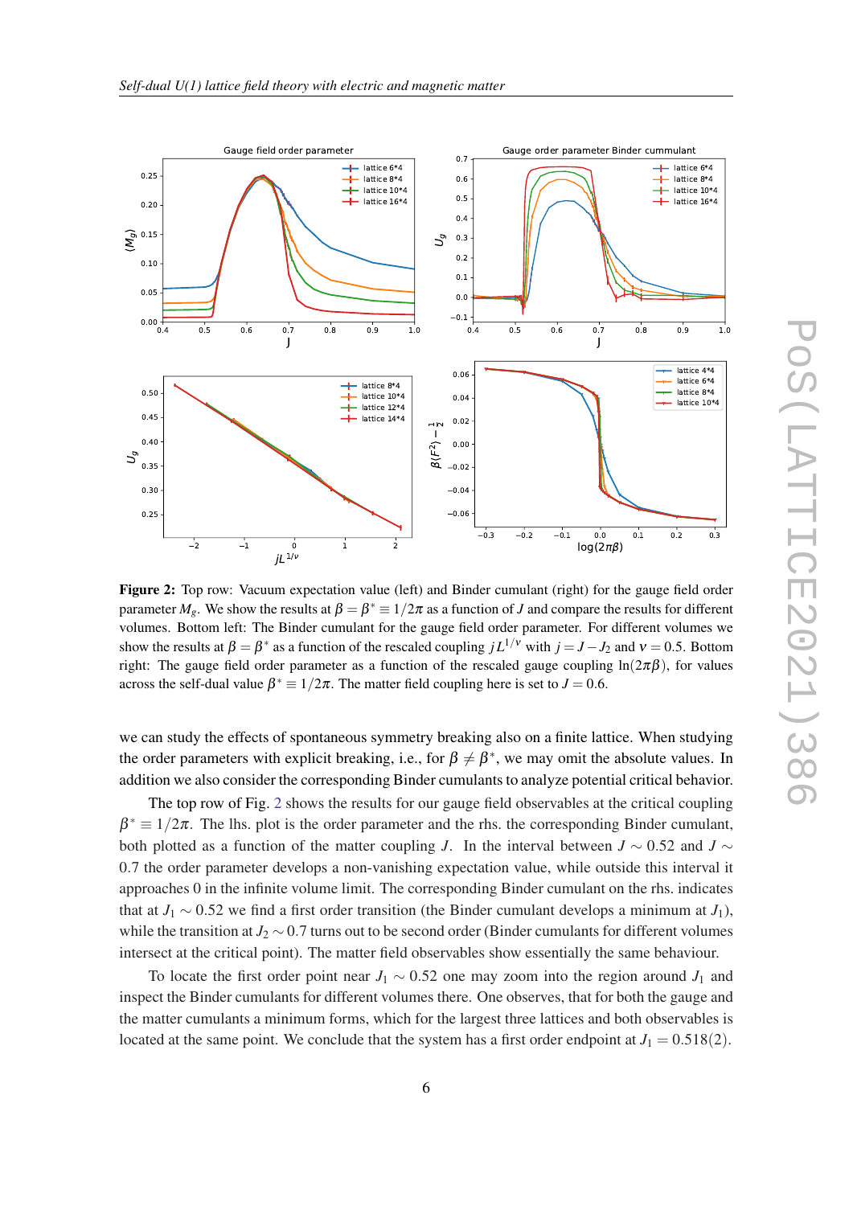**Figure 2:** Top row: Vacuum expectation value (left) and Binder cumulant (right) for the gauge field order parameter $M_g$. We show the results at $\beta = \beta^* \equiv 1/2\pi$ as a function of $J$ and compare the results for different volumes. Bottom left: The Binder cumulant for the gauge field order parameter. For different volumes we show the results at $\beta = \beta^*$ as a function of the rescaled coupling $jL^{1/\nu}$ with $j = J - J_2$ and $\nu = 0.5$. Bottom right: The gauge field order parameter as a function of the rescaled gauge coupling $\ln(2\pi\beta)$, for values across the self-dual value $\beta^* \equiv 1/2\pi$. The matter field coupling here is set to $J = 0.6$.

we can study the effects of spontaneous symmetry breaking also on a finite lattice. When studying the order parameters with explicit breaking, i.e., for $\beta \neq \beta^*$, we may omit the absolute values. In addition we also consider the corresponding Binder cumulants to analyze potential critical behavior.

The top row of Fig. 2 shows the results for our gauge field observables at the critical coupling $\beta^* \equiv 1/2\pi$. The lhs. plot is the order parameter and the rhs. the corresponding Binder cumulant, both plotted as a function of the matter coupling $J$. In the interval between $J \sim 0.52$ and $J \sim 0.7$ the order parameter develops a non-vanishing expectation value, while outside this interval it approaches 0 in the infinite volume limit. The corresponding Binder cumulant on the rhs. indicates that at $J_1 \sim 0.52$ we find a first order transition (the Binder cumulant develops a minimum at $J_1$), while the transition at $J_2 \sim 0.7$ turns out to be second order (Binder cumulants for different volumes intersect at the critical point). The matter field observables show essentially the same behaviour.

To locate the first order point near $J_1 \sim 0.52$ one may zoom into the region around $J_1$ and inspect the Binder cumulants for different volumes there. One observes, that for both the gauge and the matter cumulants a minimum forms, which for the largest three lattices and both observables is located at the same point. We conclude that the system has a first order endpoint at $J_1 = 0.518(2)$.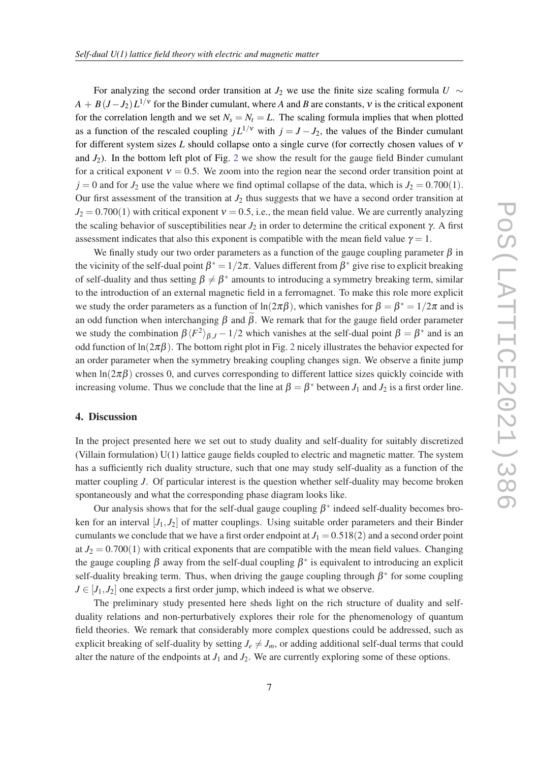For analyzing the second order transition at $J_2$ we use the finite size scaling formula $U \sim A + B(J - J_2)L^{1/\nu}$ for the Binder cumulant, where $A$ and $B$ are constants, $\nu$ is the critical exponent for the correlation length and we set $N_s = N_t = L$. The scaling formula implies that when plotted as a function of the rescaled coupling $jL^{1/\nu}$ with $j = J - J_2$, the values of the Binder cumulant for different system sizes $L$ should collapse onto a single curve (for correctly chosen values of $\nu$ and $J_2$). In the bottom left plot of Fig. 2 we show the result for the gauge field Binder cumulant for a critical exponent $\nu = 0.5$. We zoom into the region near the second order transition point at $j = 0$ and for $J_2$ use the value where we find optimal collapse of the data, which is $J_2 = 0.700(1)$. Our first assessment of the transition at $J_2$ thus suggests that we have a second order transition at $J_2 = 0.700(1)$ with critical exponent $\nu = 0.5$, i.e., the mean field value. We are currently analyzing the scaling behavior of susceptibilities near $J_2$ in order to determine the critical exponent $\gamma$. A first assessment indicates that also this exponent is compatible with the mean field value $\gamma = 1$.

We finally study our two order parameters as a function of the gauge coupling parameter $\beta$ in the vicinity of the self-dual point $\beta^* = 1/2\pi$. Values different from $\beta^*$ give rise to explicit breaking of self-duality and thus setting $\beta \neq \beta^*$ amounts to introducing a symmetry breaking term, similar to the introduction of an external magnetic field in a ferromagnet. To make this role more explicit we study the order parameters as a function of $\ln(2\pi\beta)$, which vanishes for $\beta = \beta^* = 1/2\pi$ and is an odd function when interchanging $\beta$ and $\widetilde{\beta}$. We remark that for the gauge field order parameter we study the combination $\beta\langle F^2\rangle_{\beta,J} - 1/2$ which vanishes at the self-dual point $\beta = \beta^*$ and is an odd function of $\ln(2\pi\beta)$. The bottom right plot in Fig. 2 nicely illustrates the behavior expected for an order parameter when the symmetry breaking coupling changes sign. We observe a finite jump when $\ln(2\pi\beta)$ crosses 0, and curves corresponding to different lattice sizes quickly coincide with increasing volume. Thus we conclude that the line at $\beta = \beta^*$ between $J_1$ and $J_2$ is a first order line.

## 4. Discussion

In the project presented here we set out to study duality and self-duality for suitably discretized (Villain formulation) U(1) lattice gauge fields coupled to electric and magnetic matter. The system has a sufficiently rich duality structure, such that one may study self-duality as a function of the matter coupling $J$. Of particular interest is the question whether self-duality may become broken spontaneously and what the corresponding phase diagram looks like.

Our analysis shows that for the self-dual gauge coupling $\beta^*$ indeed self-duality becomes broken for an interval $[J_1, J_2]$ of matter couplings. Using suitable order parameters and their Binder cumulants we conclude that we have a first order endpoint at $J_1 = 0.518(2)$ and a second order point at $J_2 = 0.700(1)$ with critical exponents that are compatible with the mean field values. Changing the gauge coupling $\beta$ away from the self-dual coupling $\beta^*$ is equivalent to introducing an explicit self-duality breaking term. Thus, when driving the gauge coupling through $\beta^*$ for some coupling $J \in [J_1, J_2]$ one expects a first order jump, which indeed is what we observe.

The preliminary study presented here sheds light on the rich structure of duality and self-duality relations and non-perturbatively explores their role for the phenomenology of quantum field theories. We remark that considerably more complex questions could be addressed, such as explicit breaking of self-duality by setting $J_e \neq J_m$, or adding additional self-dual terms that could alter the nature of the endpoints at $J_1$ and $J_2$. We are currently exploring some of these options.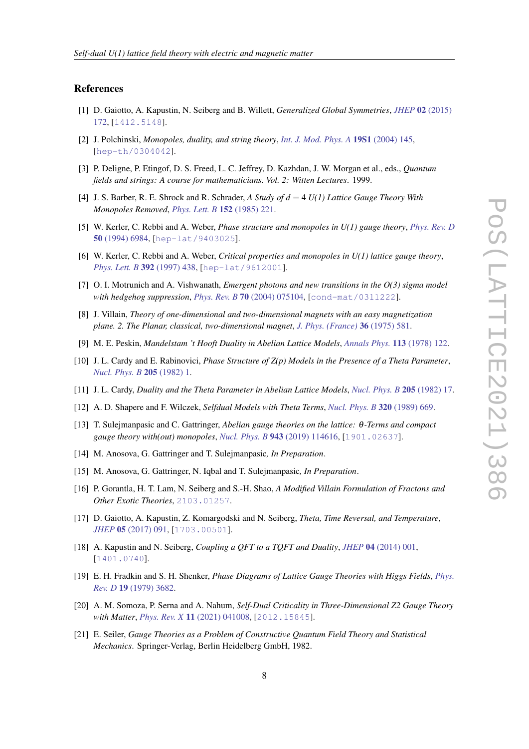## References

[1] D. Gaiotto, A. Kapustin, N. Seiberg and B. Willett, *Generalized Global Symmetries*, *JHEP* **02** (2015) 172, [1412.5148].

[2] J. Polchinski, *Monopoles, duality, and string theory*, *Int. J. Mod. Phys. A* **19S1** (2004) 145, [hep-th/0304042].

[3] P. Deligne, P. Etingof, D. S. Freed, L. C. Jeffrey, D. Kazhdan, J. W. Morgan et al., eds., *Quantum fields and strings: A course for mathematicians. Vol. 2: Witten Lectures*. 1999.

[4] J. S. Barber, R. E. Shrock and R. Schrader, *A Study of $d = 4$ U(1) Lattice Gauge Theory With Monopoles Removed*, *Phys. Lett. B* **152** (1985) 221.

[5] W. Kerler, C. Rebbi and A. Weber, *Phase structure and monopoles in U(1) gauge theory*, *Phys. Rev. D* **50** (1994) 6984, [hep-lat/9403025].

[6] W. Kerler, C. Rebbi and A. Weber, *Critical properties and monopoles in U(1) lattice gauge theory*, *Phys. Lett. B* **392** (1997) 438, [hep-lat/9612001].

[7] O. I. Motrunich and A. Vishwanath, *Emergent photons and new transitions in the O(3) sigma model with hedgehog suppression*, *Phys. Rev. B* **70** (2004) 075104, [cond-mat/0311222].

[8] J. Villain, *Theory of one-dimensional and two-dimensional magnets with an easy magnetization plane. 2. The Planar, classical, two-dimensional magnet*, *J. Phys. (France)* **36** (1975) 581.

[9] M. E. Peskin, *Mandelstam 't Hooft Duality in Abelian Lattice Models*, *Annals Phys.* **113** (1978) 122.

[10] J. L. Cardy and E. Rabinovici, *Phase Structure of Z(p) Models in the Presence of a Theta Parameter*, *Nucl. Phys. B* **205** (1982) 1.

[11] J. L. Cardy, *Duality and the Theta Parameter in Abelian Lattice Models*, *Nucl. Phys. B* **205** (1982) 17.

[12] A. D. Shapere and F. Wilczek, *Selfdual Models with Theta Terms*, *Nucl. Phys. B* **320** (1989) 669.

[13] T. Sulejmanpasic and C. Gattringer, *Abelian gauge theories on the lattice: $\theta$-Terms and compact gauge theory with(out) monopoles*, *Nucl. Phys. B* **943** (2019) 114616, [1901.02637].

[14] M. Anosova, G. Gattringer and T. Sulejmanpasic, *In Preparation*.

[15] M. Anosova, G. Gattringer, N. Iqbal and T. Sulejmanpasic, *In Preparation*.

[16] P. Gorantla, H. T. Lam, N. Seiberg and S.-H. Shao, *A Modified Villain Formulation of Fractons and Other Exotic Theories*, 2103.01257.

[17] D. Gaiotto, A. Kapustin, Z. Komargodski and N. Seiberg, *Theta, Time Reversal, and Temperature*, *JHEP* **05** (2017) 091, [1703.00501].

[18] A. Kapustin and N. Seiberg, *Coupling a QFT to a TQFT and Duality*, *JHEP* **04** (2014) 001, [1401.0740].

[19] E. H. Fradkin and S. H. Shenker, *Phase Diagrams of Lattice Gauge Theories with Higgs Fields*, *Phys. Rev. D* **19** (1979) 3682.

[20] A. M. Somoza, P. Serna and A. Nahum, *Self-Dual Criticality in Three-Dimensional Z2 Gauge Theory with Matter*, *Phys. Rev. X* **11** (2021) 041008, [2012.15845].

[21] E. Seiler, *Gauge Theories as a Problem of Constructive Quantum Field Theory and Statistical Mechanics*. Springer-Verlag, Berlin Heidelberg GmbH, 1982.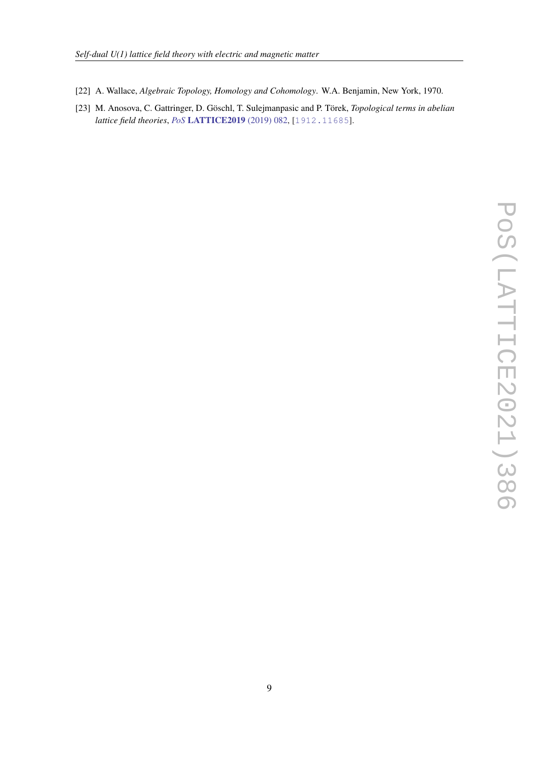[22] A. Wallace, *Algebraic Topology, Homology and Cohomology*. W.A. Benjamin, New York, 1970.

[23] M. Anosova, C. Gattringer, D. Göschl, T. Sulejmanpasic and P. Törek, *Topological terms in abelian lattice field theories*, *PoS* **LATTICE2019** (2019) 082, [1912.11685].